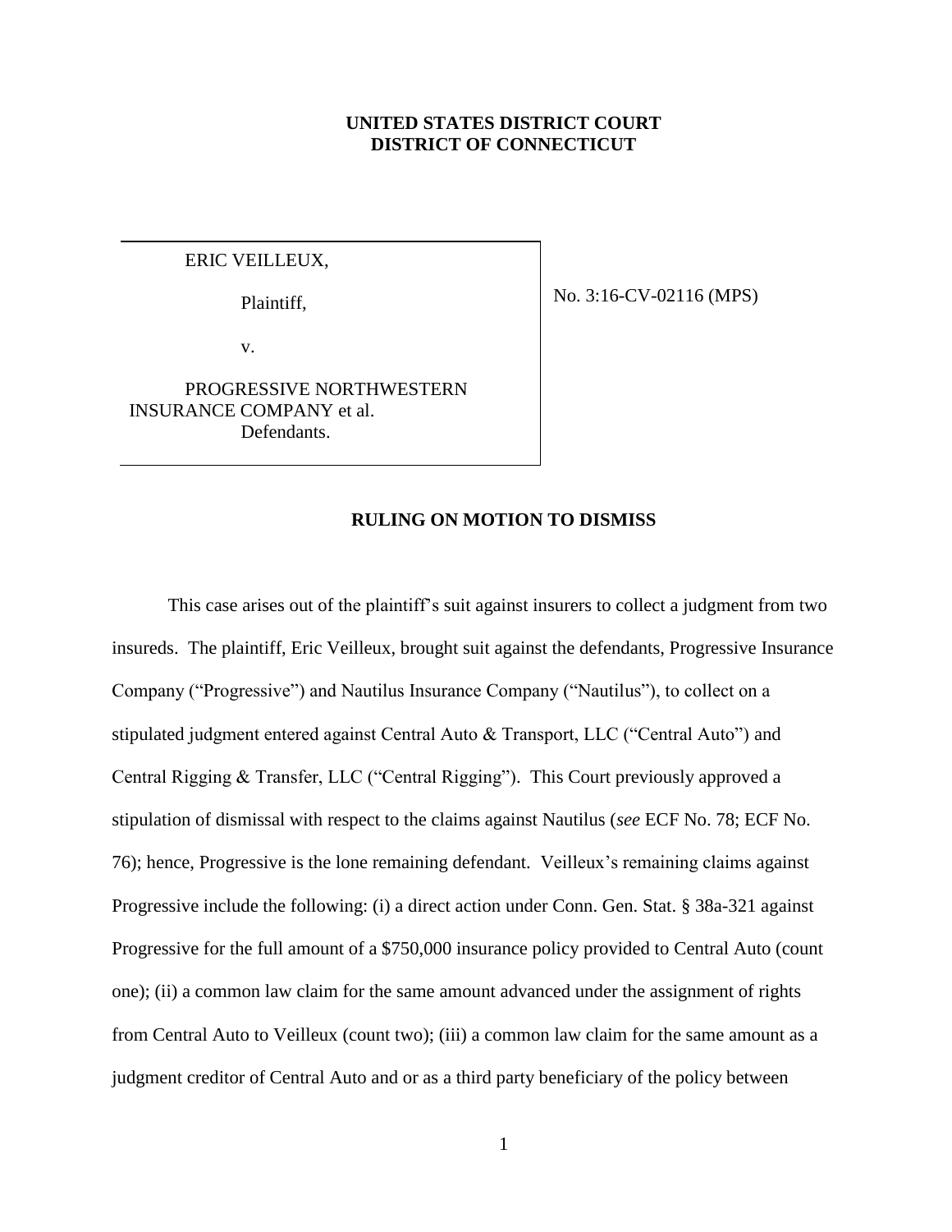**UNITED STATES DISTRICT COURT**
**DISTRICT OF CONNECTICUT**

| | |
|---|---|
| ERIC VEILLEUX,<br><br>Plaintiff,<br><br>v.<br><br>PROGRESSIVE NORTHWESTERN INSURANCE COMPANY et al.<br>Defendants. | No. 3:16-CV-02116 (MPS) |

**RULING ON MOTION TO DISMISS**

This case arises out of the plaintiff's suit against insurers to collect a judgment from two insureds. The plaintiff, Eric Veilleux, brought suit against the defendants, Progressive Insurance Company ("Progressive") and Nautilus Insurance Company ("Nautilus"), to collect on a stipulated judgment entered against Central Auto & Transport, LLC ("Central Auto") and Central Rigging & Transfer, LLC ("Central Rigging"). This Court previously approved a stipulation of dismissal with respect to the claims against Nautilus (*see* ECF No. 78; ECF No. 76); hence, Progressive is the lone remaining defendant. Veilleux's remaining claims against Progressive include the following: (i) a direct action under Conn. Gen. Stat. § 38a-321 against Progressive for the full amount of a $750,000 insurance policy provided to Central Auto (count one); (ii) a common law claim for the same amount advanced under the assignment of rights from Central Auto to Veilleux (count two); (iii) a common law claim for the same amount as a judgment creditor of Central Auto and or as a third party beneficiary of the policy between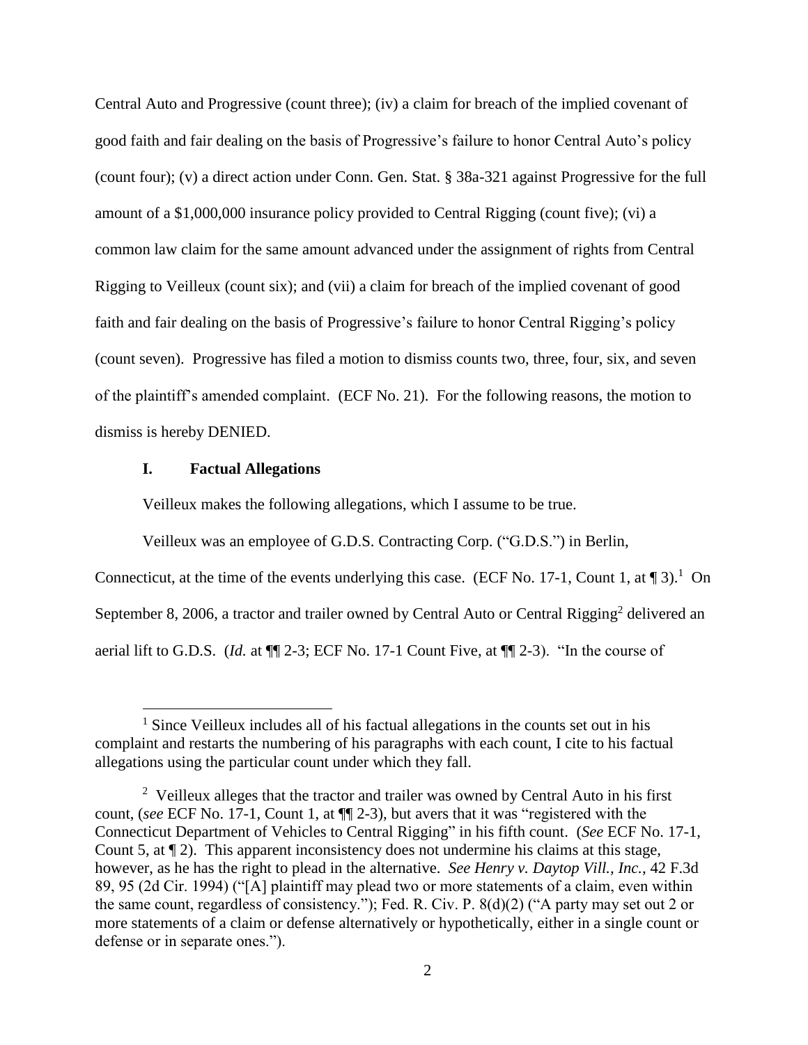Central Auto and Progressive (count three); (iv) a claim for breach of the implied covenant of good faith and fair dealing on the basis of Progressive's failure to honor Central Auto's policy (count four); (v) a direct action under Conn. Gen. Stat. § 38a-321 against Progressive for the full amount of a $1,000,000 insurance policy provided to Central Rigging (count five); (vi) a common law claim for the same amount advanced under the assignment of rights from Central Rigging to Veilleux (count six); and (vii) a claim for breach of the implied covenant of good faith and fair dealing on the basis of Progressive's failure to honor Central Rigging's policy (count seven). Progressive has filed a motion to dismiss counts two, three, four, six, and seven of the plaintiff's amended complaint. (ECF No. 21). For the following reasons, the motion to dismiss is hereby DENIED.

## I. Factual Allegations

Veilleux makes the following allegations, which I assume to be true.

Veilleux was an employee of G.D.S. Contracting Corp. ("G.D.S.") in Berlin, Connecticut, at the time of the events underlying this case. (ECF No. 17-1, Count 1, at ¶ 3).[1] On September 8, 2006, a tractor and trailer owned by Central Auto or Central Rigging[2] delivered an aerial lift to G.D.S. (*Id.* at ¶¶ 2-3; ECF No. 17-1 Count Five, at ¶¶ 2-3). "In the course of

[1] Since Veilleux includes all of his factual allegations in the counts set out in his complaint and restarts the numbering of his paragraphs with each count, I cite to his factual allegations using the particular count under which they fall.

[2] Veilleux alleges that the tractor and trailer was owned by Central Auto in his first count, (*see* ECF No. 17-1, Count 1, at ¶¶ 2-3), but avers that it was "registered with the Connecticut Department of Vehicles to Central Rigging" in his fifth count. (*See* ECF No. 17-1, Count 5, at ¶ 2). This apparent inconsistency does not undermine his claims at this stage, however, as he has the right to plead in the alternative. *See Henry v. Daytop Vill., Inc.*, 42 F.3d 89, 95 (2d Cir. 1994) ("[A] plaintiff may plead two or more statements of a claim, even within the same count, regardless of consistency."); Fed. R. Civ. P. 8(d)(2) ("A party may set out 2 or more statements of a claim or defense alternatively or hypothetically, either in a single count or defense or in separate ones.").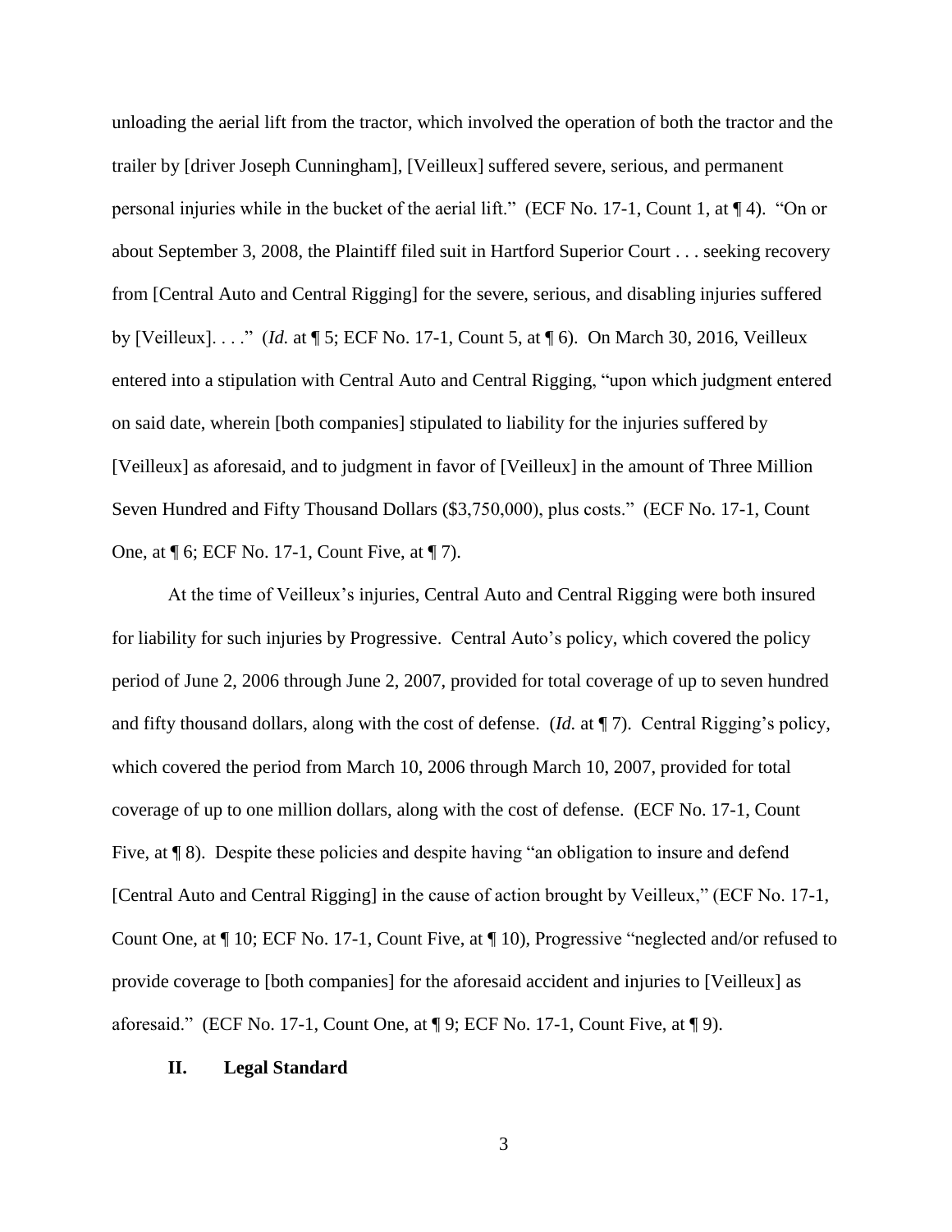unloading the aerial lift from the tractor, which involved the operation of both the tractor and the trailer by [driver Joseph Cunningham], [Veilleux] suffered severe, serious, and permanent personal injuries while in the bucket of the aerial lift." (ECF No. 17-1, Count 1, at ¶ 4). "On or about September 3, 2008, the Plaintiff filed suit in Hartford Superior Court . . . seeking recovery from [Central Auto and Central Rigging] for the severe, serious, and disabling injuries suffered by [Veilleux]. . . ." (*Id.* at ¶ 5; ECF No. 17-1, Count 5, at ¶ 6). On March 30, 2016, Veilleux entered into a stipulation with Central Auto and Central Rigging, "upon which judgment entered on said date, wherein [both companies] stipulated to liability for the injuries suffered by [Veilleux] as aforesaid, and to judgment in favor of [Veilleux] in the amount of Three Million Seven Hundred and Fifty Thousand Dollars ($3,750,000), plus costs." (ECF No. 17-1, Count One, at ¶ 6; ECF No. 17-1, Count Five, at ¶ 7).

At the time of Veilleux's injuries, Central Auto and Central Rigging were both insured for liability for such injuries by Progressive. Central Auto's policy, which covered the policy period of June 2, 2006 through June 2, 2007, provided for total coverage of up to seven hundred and fifty thousand dollars, along with the cost of defense. (*Id.* at ¶ 7). Central Rigging's policy, which covered the period from March 10, 2006 through March 10, 2007, provided for total coverage of up to one million dollars, along with the cost of defense. (ECF No. 17-1, Count Five, at ¶ 8). Despite these policies and despite having "an obligation to insure and defend [Central Auto and Central Rigging] in the cause of action brought by Veilleux," (ECF No. 17-1, Count One, at ¶ 10; ECF No. 17-1, Count Five, at ¶ 10), Progressive "neglected and/or refused to provide coverage to [both companies] for the aforesaid accident and injuries to [Veilleux] as aforesaid." (ECF No. 17-1, Count One, at ¶ 9; ECF No. 17-1, Count Five, at ¶ 9).

## II. Legal Standard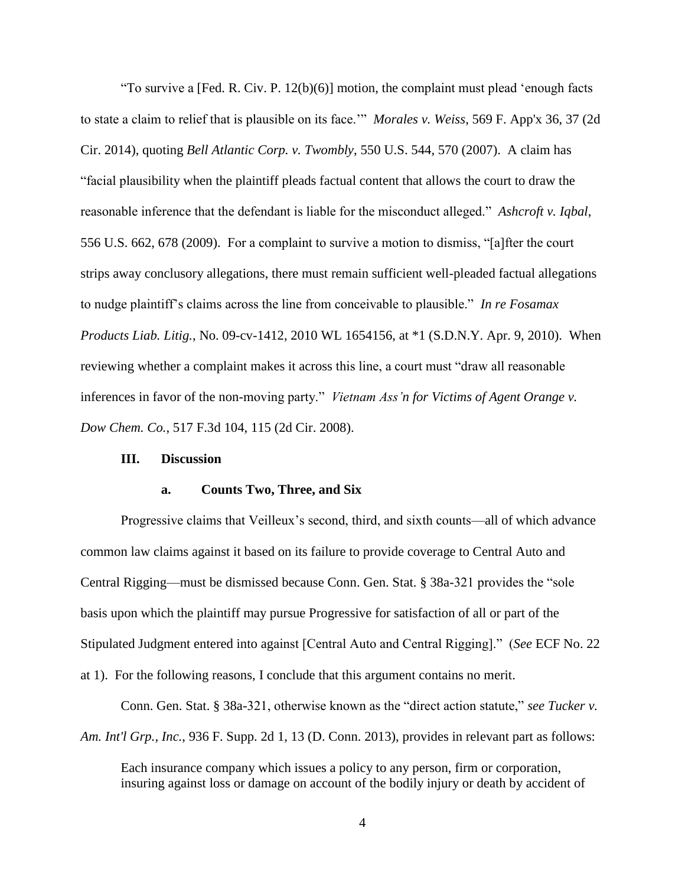"To survive a [Fed. R. Civ. P. 12(b)(6)] motion, the complaint must plead 'enough facts to state a claim to relief that is plausible on its face.'" *Morales v. Weiss*, 569 F. App'x 36, 37 (2d Cir. 2014), quoting *Bell Atlantic Corp. v. Twombly*, 550 U.S. 544, 570 (2007). A claim has "facial plausibility when the plaintiff pleads factual content that allows the court to draw the reasonable inference that the defendant is liable for the misconduct alleged." *Ashcroft v. Iqbal*, 556 U.S. 662, 678 (2009). For a complaint to survive a motion to dismiss, "[a]fter the court strips away conclusory allegations, there must remain sufficient well-pleaded factual allegations to nudge plaintiff's claims across the line from conceivable to plausible." *In re Fosamax Products Liab. Litig.*, No. 09-cv-1412, 2010 WL 1654156, at *1 (S.D.N.Y. Apr. 9, 2010). When reviewing whether a complaint makes it across this line, a court must "draw all reasonable inferences in favor of the non-moving party." *Vietnam Ass'n for Victims of Agent Orange v. Dow Chem. Co.*, 517 F.3d 104, 115 (2d Cir. 2008).

## III. Discussion

### a. Counts Two, Three, and Six

Progressive claims that Veilleux's second, third, and sixth counts—all of which advance common law claims against it based on its failure to provide coverage to Central Auto and Central Rigging—must be dismissed because Conn. Gen. Stat. § 38a-321 provides the "sole basis upon which the plaintiff may pursue Progressive for satisfaction of all or part of the Stipulated Judgment entered into against [Central Auto and Central Rigging]." (*See* ECF No. 22 at 1). For the following reasons, I conclude that this argument contains no merit.

Conn. Gen. Stat. § 38a-321, otherwise known as the "direct action statute," *see Tucker v. Am. Int'l Grp., Inc.*, 936 F. Supp. 2d 1, 13 (D. Conn. 2013), provides in relevant part as follows:

> Each insurance company which issues a policy to any person, firm or corporation, insuring against loss or damage on account of the bodily injury or death by accident of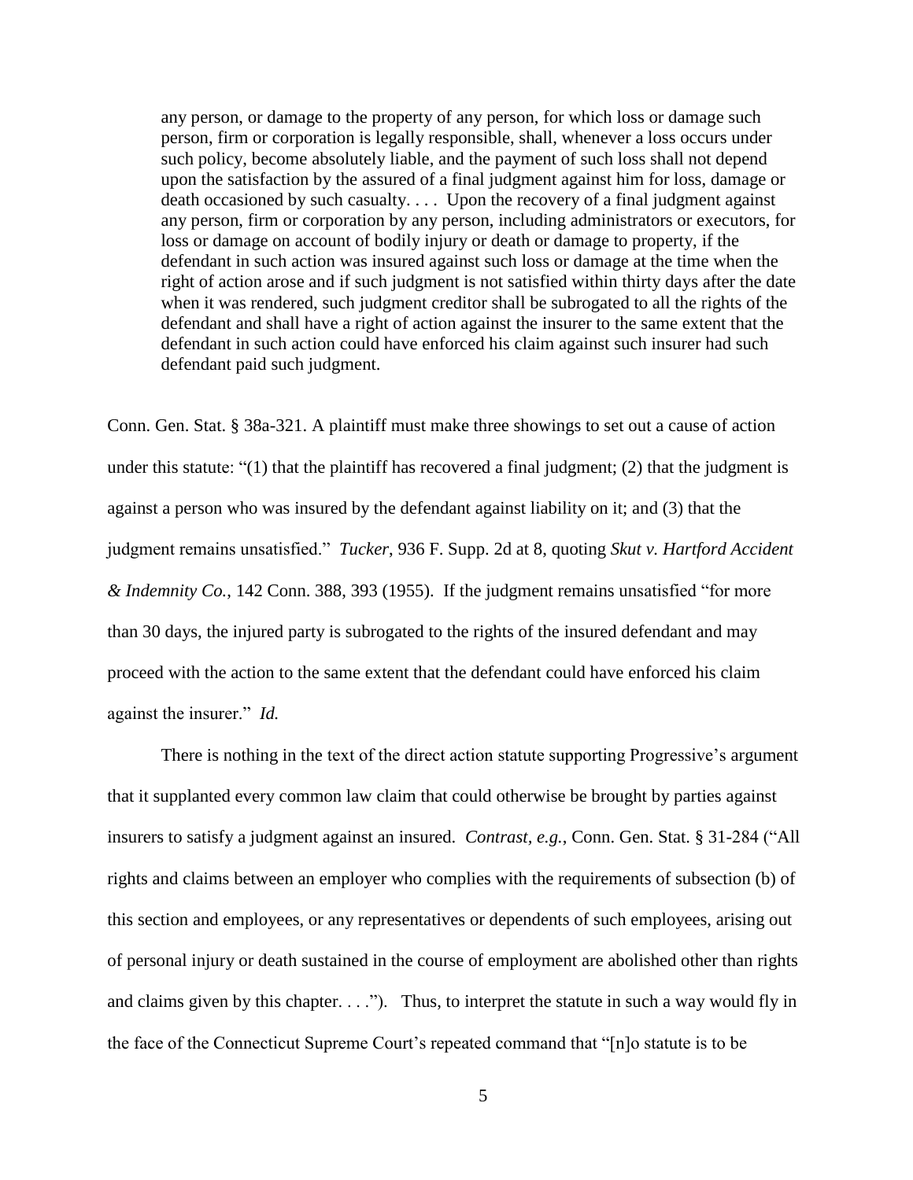> any person, or damage to the property of any person, for which loss or damage such person, firm or corporation is legally responsible, shall, whenever a loss occurs under such policy, become absolutely liable, and the payment of such loss shall not depend upon the satisfaction by the assured of a final judgment against him for loss, damage or death occasioned by such casualty. . . . Upon the recovery of a final judgment against any person, firm or corporation by any person, including administrators or executors, for loss or damage on account of bodily injury or death or damage to property, if the defendant in such action was insured against such loss or damage at the time when the right of action arose and if such judgment is not satisfied within thirty days after the date when it was rendered, such judgment creditor shall be subrogated to all the rights of the defendant and shall have a right of action against the insurer to the same extent that the defendant in such action could have enforced his claim against such insurer had such defendant paid such judgment.

Conn. Gen. Stat. § 38a-321. A plaintiff must make three showings to set out a cause of action under this statute: "(1) that the plaintiff has recovered a final judgment; (2) that the judgment is against a person who was insured by the defendant against liability on it; and (3) that the judgment remains unsatisfied." *Tucker*, 936 F. Supp. 2d at 8, quoting *Skut v. Hartford Accident & Indemnity Co.*, 142 Conn. 388, 393 (1955). If the judgment remains unsatisfied "for more than 30 days, the injured party is subrogated to the rights of the insured defendant and may proceed with the action to the same extent that the defendant could have enforced his claim against the insurer." *Id.*

There is nothing in the text of the direct action statute supporting Progressive's argument that it supplanted every common law claim that could otherwise be brought by parties against insurers to satisfy a judgment against an insured. *Contrast, e.g.*, Conn. Gen. Stat. § 31-284 ("All rights and claims between an employer who complies with the requirements of subsection (b) of this section and employees, or any representatives or dependents of such employees, arising out of personal injury or death sustained in the course of employment are abolished other than rights and claims given by this chapter. . . ."). Thus, to interpret the statute in such a way would fly in the face of the Connecticut Supreme Court's repeated command that "[n]o statute is to be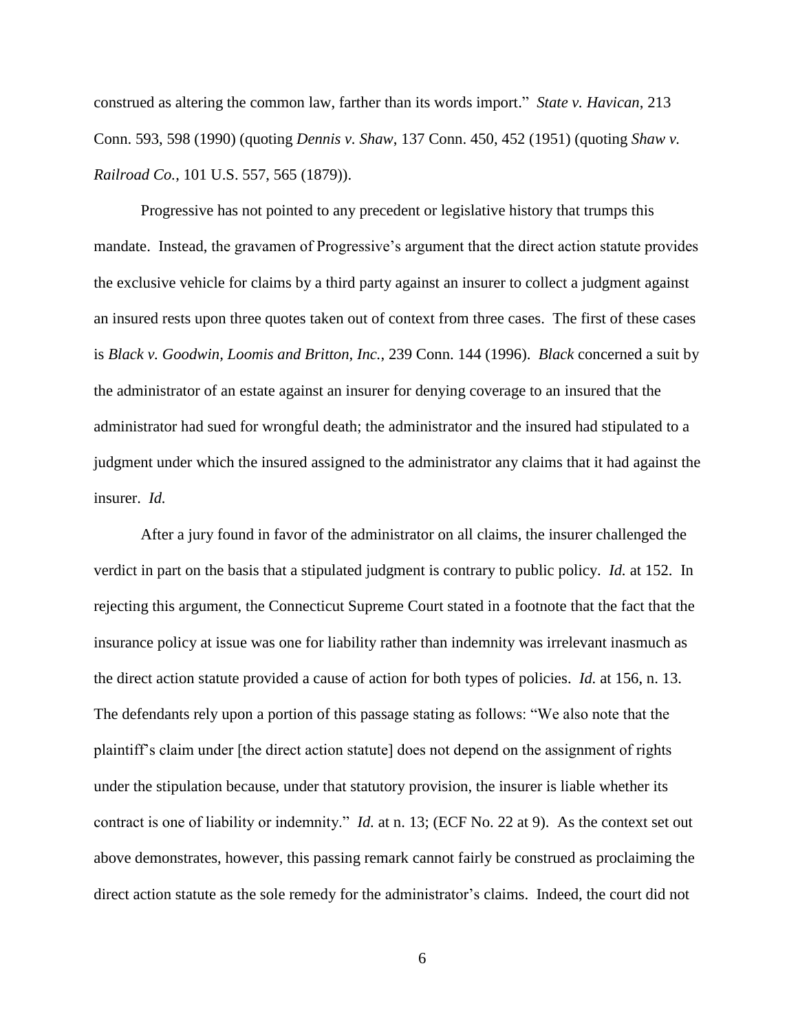construed as altering the common law, farther than its words import." *State v. Havican*, 213 Conn. 593, 598 (1990) (quoting *Dennis v. Shaw*, 137 Conn. 450, 452 (1951) (quoting *Shaw v. Railroad Co.*, 101 U.S. 557, 565 (1879)).

Progressive has not pointed to any precedent or legislative history that trumps this mandate. Instead, the gravamen of Progressive's argument that the direct action statute provides the exclusive vehicle for claims by a third party against an insurer to collect a judgment against an insured rests upon three quotes taken out of context from three cases. The first of these cases is *Black v. Goodwin, Loomis and Britton, Inc.*, 239 Conn. 144 (1996). *Black* concerned a suit by the administrator of an estate against an insurer for denying coverage to an insured that the administrator had sued for wrongful death; the administrator and the insured had stipulated to a judgment under which the insured assigned to the administrator any claims that it had against the insurer. *Id.*

After a jury found in favor of the administrator on all claims, the insurer challenged the verdict in part on the basis that a stipulated judgment is contrary to public policy. *Id.* at 152. In rejecting this argument, the Connecticut Supreme Court stated in a footnote that the fact that the insurance policy at issue was one for liability rather than indemnity was irrelevant inasmuch as the direct action statute provided a cause of action for both types of policies. *Id.* at 156, n. 13. The defendants rely upon a portion of this passage stating as follows: "We also note that the plaintiff's claim under [the direct action statute] does not depend on the assignment of rights under the stipulation because, under that statutory provision, the insurer is liable whether its contract is one of liability or indemnity." *Id.* at n. 13; (ECF No. 22 at 9). As the context set out above demonstrates, however, this passing remark cannot fairly be construed as proclaiming the direct action statute as the sole remedy for the administrator's claims. Indeed, the court did not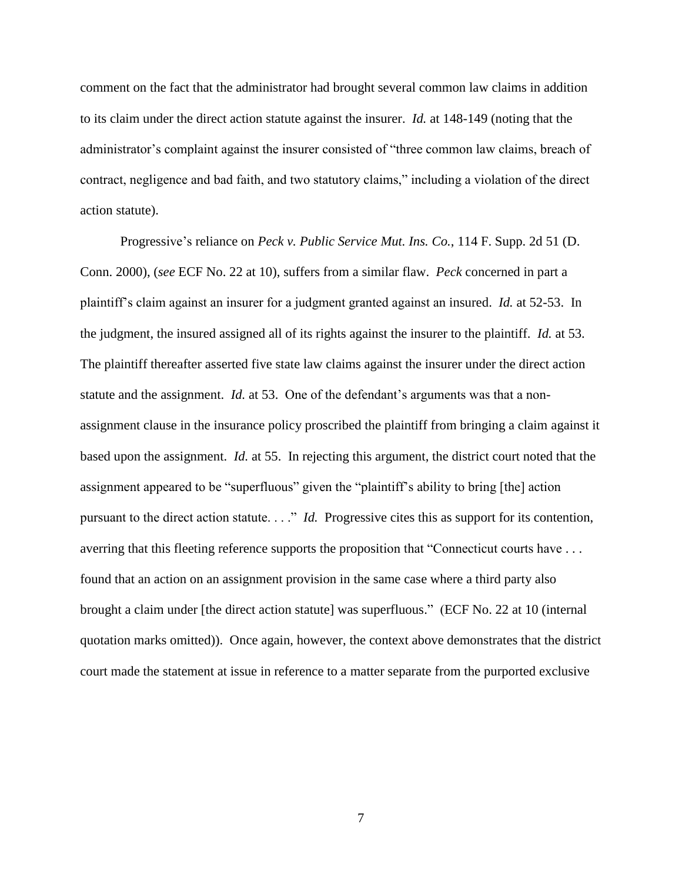comment on the fact that the administrator had brought several common law claims in addition to its claim under the direct action statute against the insurer. *Id.* at 148-149 (noting that the administrator's complaint against the insurer consisted of "three common law claims, breach of contract, negligence and bad faith, and two statutory claims," including a violation of the direct action statute).

Progressive's reliance on *Peck v. Public Service Mut. Ins. Co.*, 114 F. Supp. 2d 51 (D. Conn. 2000), (*see* ECF No. 22 at 10), suffers from a similar flaw. *Peck* concerned in part a plaintiff's claim against an insurer for a judgment granted against an insured. *Id.* at 52-53. In the judgment, the insured assigned all of its rights against the insurer to the plaintiff. *Id.* at 53. The plaintiff thereafter asserted five state law claims against the insurer under the direct action statute and the assignment. *Id.* at 53. One of the defendant's arguments was that a non-assignment clause in the insurance policy proscribed the plaintiff from bringing a claim against it based upon the assignment. *Id.* at 55. In rejecting this argument, the district court noted that the assignment appeared to be "superfluous" given the "plaintiff's ability to bring [the] action pursuant to the direct action statute. . . ." *Id.* Progressive cites this as support for its contention, averring that this fleeting reference supports the proposition that "Connecticut courts have . . . found that an action on an assignment provision in the same case where a third party also brought a claim under [the direct action statute] was superfluous." (ECF No. 22 at 10 (internal quotation marks omitted)). Once again, however, the context above demonstrates that the district court made the statement at issue in reference to a matter separate from the purported exclusive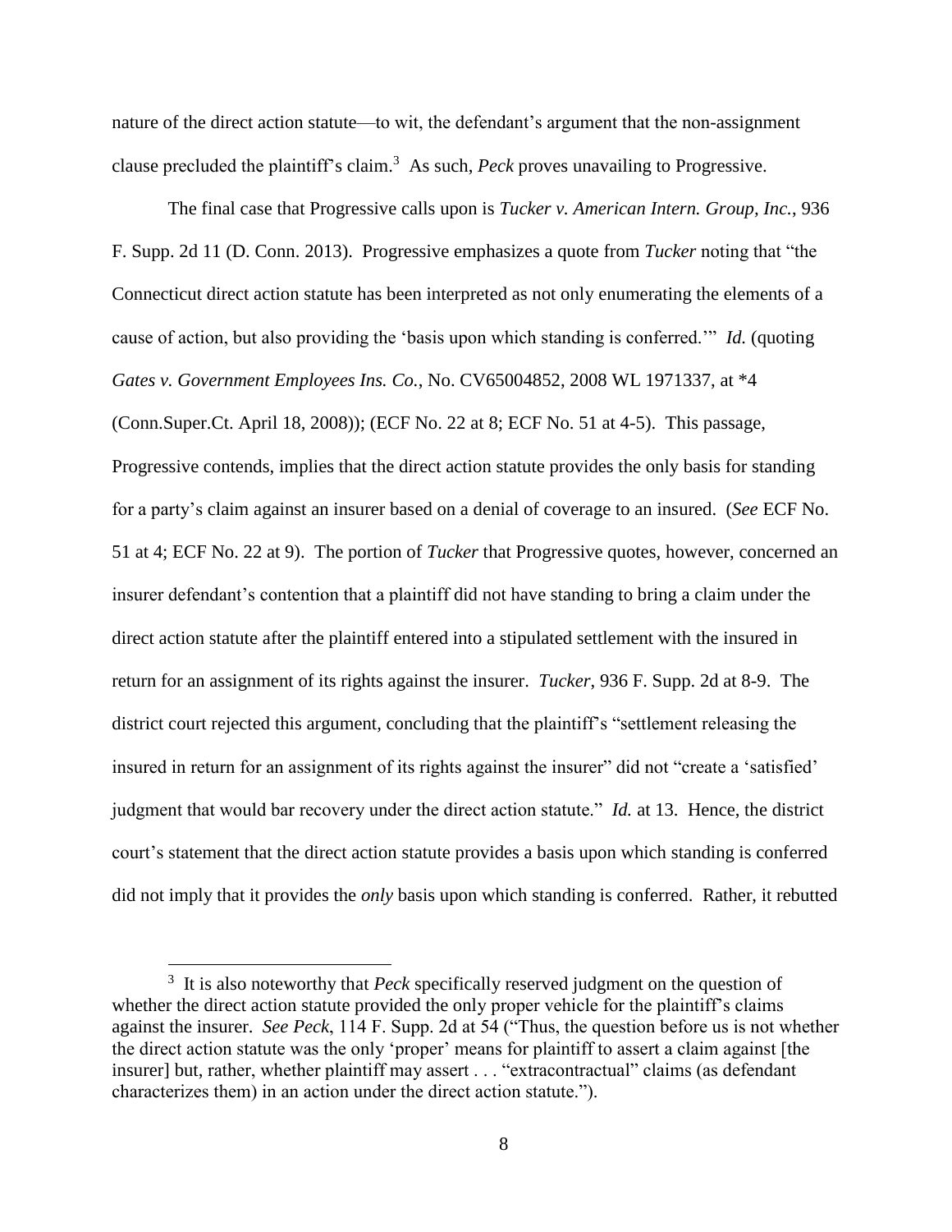nature of the direct action statute—to wit, the defendant's argument that the non-assignment clause precluded the plaintiff's claim.[3] As such, *Peck* proves unavailing to Progressive.

The final case that Progressive calls upon is *Tucker v. American Intern. Group, Inc.*, 936 F. Supp. 2d 11 (D. Conn. 2013). Progressive emphasizes a quote from *Tucker* noting that "the Connecticut direct action statute has been interpreted as not only enumerating the elements of a cause of action, but also providing the 'basis upon which standing is conferred.'" *Id.* (quoting *Gates v. Government Employees Ins. Co.*, No. CV65004852, 2008 WL 1971337, at \*4 (Conn.Super.Ct. April 18, 2008)); (ECF No. 22 at 8; ECF No. 51 at 4-5). This passage, Progressive contends, implies that the direct action statute provides the only basis for standing for a party's claim against an insurer based on a denial of coverage to an insured. (*See* ECF No. 51 at 4; ECF No. 22 at 9). The portion of *Tucker* that Progressive quotes, however, concerned an insurer defendant's contention that a plaintiff did not have standing to bring a claim under the direct action statute after the plaintiff entered into a stipulated settlement with the insured in return for an assignment of its rights against the insurer. *Tucker*, 936 F. Supp. 2d at 8-9. The district court rejected this argument, concluding that the plaintiff's "settlement releasing the insured in return for an assignment of its rights against the insurer" did not "create a 'satisfied' judgment that would bar recovery under the direct action statute." *Id.* at 13. Hence, the district court's statement that the direct action statute provides a basis upon which standing is conferred did not imply that it provides the *only* basis upon which standing is conferred. Rather, it rebutted

---

[3] It is also noteworthy that *Peck* specifically reserved judgment on the question of whether the direct action statute provided the only proper vehicle for the plaintiff's claims against the insurer. *See Peck*, 114 F. Supp. 2d at 54 ("Thus, the question before us is not whether the direct action statute was the only 'proper' means for plaintiff to assert a claim against [the insurer] but, rather, whether plaintiff may assert . . . "extracontractual" claims (as defendant characterizes them) in an action under the direct action statute.").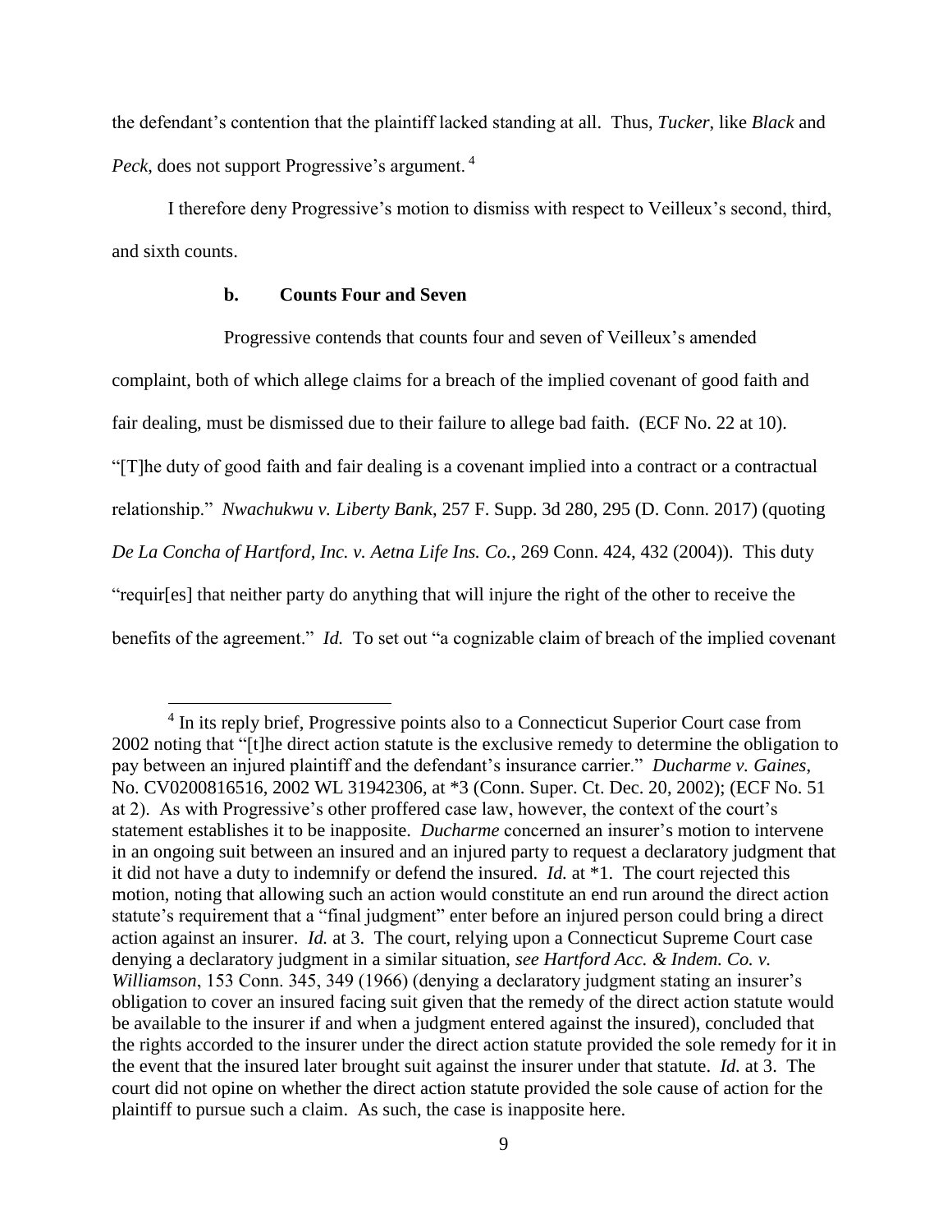the defendant's contention that the plaintiff lacked standing at all. Thus, *Tucker*, like *Black* and *Peck*, does not support Progressive's argument. [4]

I therefore deny Progressive's motion to dismiss with respect to Veilleux's second, third, and sixth counts.

### b. Counts Four and Seven

Progressive contends that counts four and seven of Veilleux's amended complaint, both of which allege claims for a breach of the implied covenant of good faith and fair dealing, must be dismissed due to their failure to allege bad faith. (ECF No. 22 at 10). "[T]he duty of good faith and fair dealing is a covenant implied into a contract or a contractual relationship." *Nwachukwu v. Liberty Bank*, 257 F. Supp. 3d 280, 295 (D. Conn. 2017) (quoting *De La Concha of Hartford, Inc. v. Aetna Life Ins. Co.*, 269 Conn. 424, 432 (2004)). This duty "requir[es] that neither party do anything that will injure the right of the other to receive the benefits of the agreement." *Id.* To set out "a cognizable claim of breach of the implied covenant

---

[4] In its reply brief, Progressive points also to a Connecticut Superior Court case from 2002 noting that "[t]he direct action statute is the exclusive remedy to determine the obligation to pay between an injured plaintiff and the defendant's insurance carrier." *Ducharme v. Gaines*, No. CV0200816516, 2002 WL 31942306, at *3 (Conn. Super. Ct. Dec. 20, 2002); (ECF No. 51 at 2). As with Progressive's other proffered case law, however, the context of the court's statement establishes it to be inapposite. *Ducharme* concerned an insurer's motion to intervene in an ongoing suit between an insured and an injured party to request a declaratory judgment that it did not have a duty to indemnify or defend the insured. *Id.* at *1. The court rejected this motion, noting that allowing such an action would constitute an end run around the direct action statute's requirement that a "final judgment" enter before an injured person could bring a direct action against an insurer. *Id.* at 3. The court, relying upon a Connecticut Supreme Court case denying a declaratory judgment in a similar situation, *see Hartford Acc. & Indem. Co. v. Williamson*, 153 Conn. 345, 349 (1966) (denying a declaratory judgment stating an insurer's obligation to cover an insured facing suit given that the remedy of the direct action statute would be available to the insurer if and when a judgment entered against the insured), concluded that the rights accorded to the insurer under the direct action statute provided the sole remedy for it in the event that the insured later brought suit against the insurer under that statute. *Id.* at 3. The court did not opine on whether the direct action statute provided the sole cause of action for the plaintiff to pursue such a claim. As such, the case is inapposite here.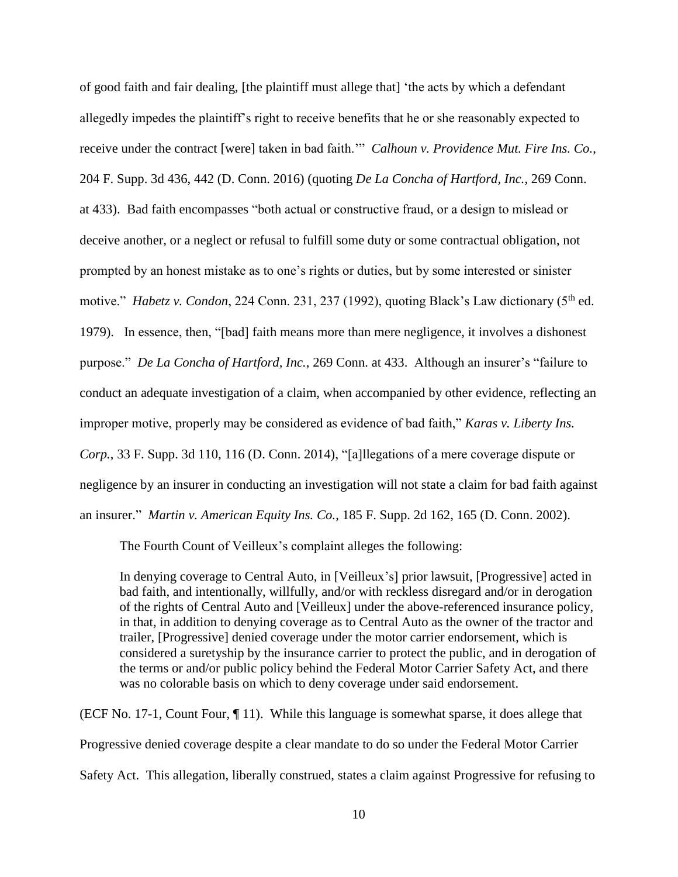of good faith and fair dealing, [the plaintiff must allege that] 'the acts by which a defendant allegedly impedes the plaintiff's right to receive benefits that he or she reasonably expected to receive under the contract [were] taken in bad faith.'" *Calhoun v. Providence Mut. Fire Ins. Co.*, 204 F. Supp. 3d 436, 442 (D. Conn. 2016) (quoting *De La Concha of Hartford, Inc.*, 269 Conn. at 433). Bad faith encompasses "both actual or constructive fraud, or a design to mislead or deceive another, or a neglect or refusal to fulfill some duty or some contractual obligation, not prompted by an honest mistake as to one's rights or duties, but by some interested or sinister motive." *Habetz v. Condon*, 224 Conn. 231, 237 (1992), quoting Black's Law dictionary (5th ed. 1979). In essence, then, "[bad] faith means more than mere negligence, it involves a dishonest purpose." *De La Concha of Hartford, Inc.*, 269 Conn. at 433. Although an insurer's "failure to conduct an adequate investigation of a claim, when accompanied by other evidence, reflecting an improper motive, properly may be considered as evidence of bad faith," *Karas v. Liberty Ins. Corp.*, 33 F. Supp. 3d 110, 116 (D. Conn. 2014), "[a]llegations of a mere coverage dispute or negligence by an insurer in conducting an investigation will not state a claim for bad faith against an insurer." *Martin v. American Equity Ins. Co.*, 185 F. Supp. 2d 162, 165 (D. Conn. 2002).

The Fourth Count of Veilleux's complaint alleges the following:

> In denying coverage to Central Auto, in [Veilleux's] prior lawsuit, [Progressive] acted in bad faith, and intentionally, willfully, and/or with reckless disregard and/or in derogation of the rights of Central Auto and [Veilleux] under the above-referenced insurance policy, in that, in addition to denying coverage as to Central Auto as the owner of the tractor and trailer, [Progressive] denied coverage under the motor carrier endorsement, which is considered a suretyship by the insurance carrier to protect the public, and in derogation of the terms or and/or public policy behind the Federal Motor Carrier Safety Act, and there was no colorable basis on which to deny coverage under said endorsement.

(ECF No. 17-1, Count Four, ¶ 11). While this language is somewhat sparse, it does allege that Progressive denied coverage despite a clear mandate to do so under the Federal Motor Carrier Safety Act. This allegation, liberally construed, states a claim against Progressive for refusing to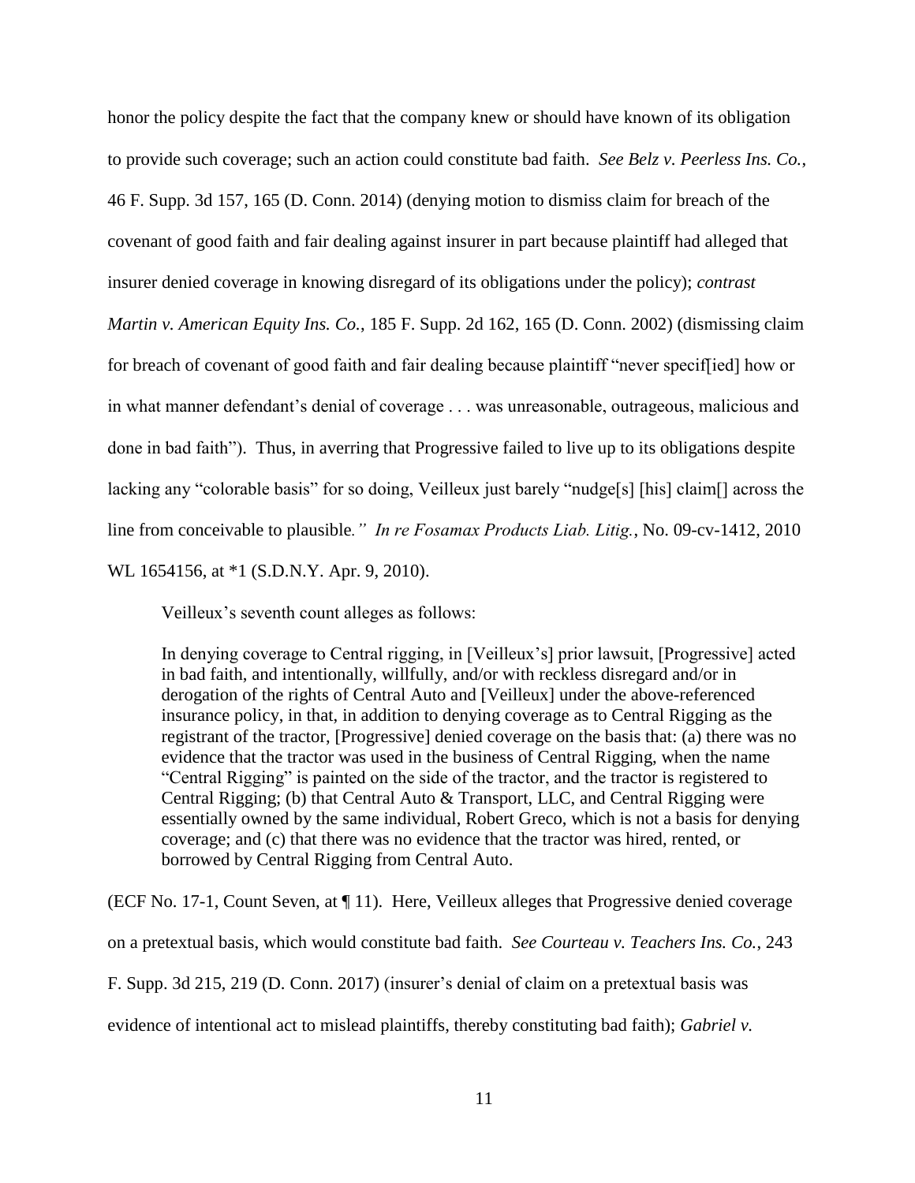honor the policy despite the fact that the company knew or should have known of its obligation to provide such coverage; such an action could constitute bad faith. *See Belz v. Peerless Ins. Co.*, 46 F. Supp. 3d 157, 165 (D. Conn. 2014) (denying motion to dismiss claim for breach of the covenant of good faith and fair dealing against insurer in part because plaintiff had alleged that insurer denied coverage in knowing disregard of its obligations under the policy); *contrast Martin v. American Equity Ins. Co.*, 185 F. Supp. 2d 162, 165 (D. Conn. 2002) (dismissing claim for breach of covenant of good faith and fair dealing because plaintiff "never specif[ied] how or in what manner defendant's denial of coverage . . . was unreasonable, outrageous, malicious and done in bad faith"). Thus, in averring that Progressive failed to live up to its obligations despite lacking any "colorable basis" for so doing, Veilleux just barely "nudge[s] [his] claim[] across the line from conceivable to plausible*." In re Fosamax Products Liab. Litig.*, No. 09-cv-1412, 2010 WL 1654156, at *1 (S.D.N.Y. Apr. 9, 2010).

Veilleux's seventh count alleges as follows:

> In denying coverage to Central rigging, in [Veilleux's] prior lawsuit, [Progressive] acted in bad faith, and intentionally, willfully, and/or with reckless disregard and/or in derogation of the rights of Central Auto and [Veilleux] under the above-referenced insurance policy, in that, in addition to denying coverage as to Central Rigging as the registrant of the tractor, [Progressive] denied coverage on the basis that: (a) there was no evidence that the tractor was used in the business of Central Rigging, when the name "Central Rigging" is painted on the side of the tractor, and the tractor is registered to Central Rigging; (b) that Central Auto & Transport, LLC, and Central Rigging were essentially owned by the same individual, Robert Greco, which is not a basis for denying coverage; and (c) that there was no evidence that the tractor was hired, rented, or borrowed by Central Rigging from Central Auto.

(ECF No. 17-1, Count Seven, at ¶ 11). Here, Veilleux alleges that Progressive denied coverage on a pretextual basis, which would constitute bad faith. *See Courteau v. Teachers Ins. Co.*, 243 F. Supp. 3d 215, 219 (D. Conn. 2017) (insurer's denial of claim on a pretextual basis was evidence of intentional act to mislead plaintiffs, thereby constituting bad faith); *Gabriel v.*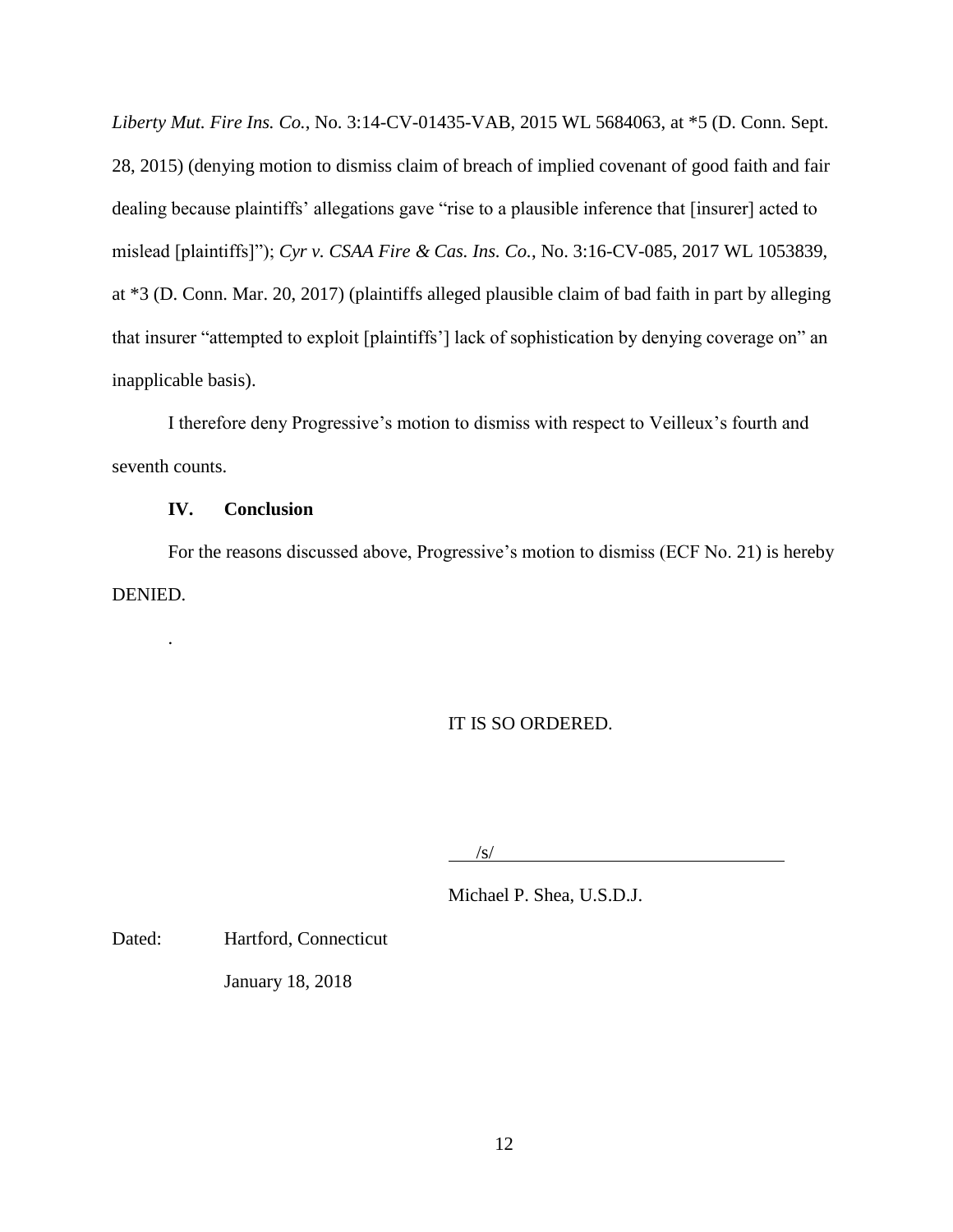*Liberty Mut. Fire Ins. Co.*, No. 3:14-CV-01435-VAB, 2015 WL 5684063, at *5 (D. Conn. Sept. 28, 2015) (denying motion to dismiss claim of breach of implied covenant of good faith and fair dealing because plaintiffs' allegations gave "rise to a plausible inference that [insurer] acted to mislead [plaintiffs]"); *Cyr v. CSAA Fire & Cas. Ins. Co.*, No. 3:16-CV-085, 2017 WL 1053839, at *3 (D. Conn. Mar. 20, 2017) (plaintiffs alleged plausible claim of bad faith in part by alleging that insurer "attempted to exploit [plaintiffs'] lack of sophistication by denying coverage on" an inapplicable basis).

I therefore deny Progressive's motion to dismiss with respect to Veilleux's fourth and seventh counts.

## IV. Conclusion

For the reasons discussed above, Progressive's motion to dismiss (ECF No. 21) is hereby DENIED.

.

IT IS SO ORDERED.

/s/

Michael P. Shea, U.S.D.J.

Dated: Hartford, Connecticut

January 18, 2018